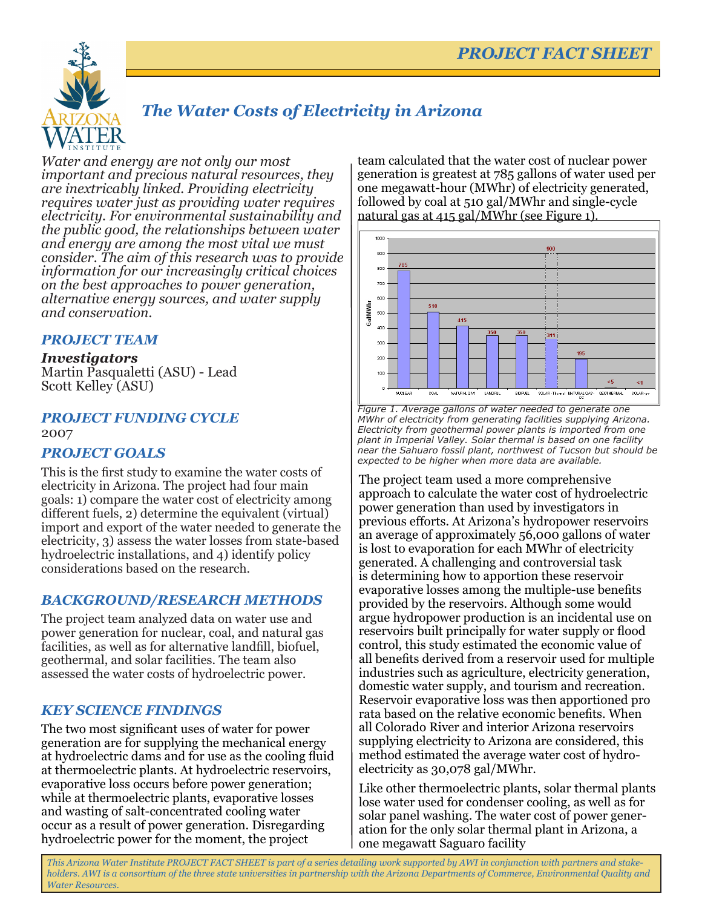# PROJECT FACT SHEET

## The Water Costs of Electricity in Arizona

*Water and energy are not only our most important and precious natural resources, they are inextricably linked. Providing electricity requires water just as providing water requires electricity. For environmental sustainability and the public good, the relationships between water and energy are among the most vital we must consider. The aim of this research was to provide information for our increasingly critical choices on the best approaches to power generation, alternative energy sources, and water supply and conservation.*

### PROJECT TEAM

***Investigators***
Martin Pasqualetti (ASU) - Lead
Scott Kelley (ASU)

### PROJECT FUNDING CYCLE

2007

### PROJECT GOALS

This is the first study to examine the water costs of electricity in Arizona. The project had four main goals: 1) compare the water cost of electricity among different fuels, 2) determine the equivalent (virtual) import and export of the water needed to generate the electricity, 3) assess the water losses from state-based hydroelectric installations, and 4) identify policy considerations based on the research.

### BACKGROUND/RESEARCH METHODS

The project team analyzed data on water use and power generation for nuclear, coal, and natural gas facilities, as well as for alternative landfill, biofuel, geothermal, and solar facilities. The team also assessed the water costs of hydroelectric power.

### KEY SCIENCE FINDINGS

The two most significant uses of water for power generation are for supplying the mechanical energy at hydroelectric dams and for use as the cooling fluid at thermoelectric plants. At hydroelectric reservoirs, evaporative loss occurs before power generation; while at thermoelectric plants, evaporative losses and wasting of salt-concentrated cooling water occur as a result of power generation. Disregarding hydroelectric power for the moment, the project team calculated that the water cost of nuclear power generation is greatest at 785 gallons of water used per one megawatt-hour (MWhr) of electricity generated, followed by coal at 510 gal/MWhr and single-cycle natural gas at 415 gal/MWhr (see Figure 1).

| Source | Gal/MWhr |
|---|---|
| NUCLEAR | 785 |
| COAL | 510 |
| NATURAL GAS | 415 |
| LANDFILL | 350 |
| BIOFUEL | 350 |
| SOLAR - Thermal | 311 (up to 900) |
| NATURAL GAS - CC | 195 |
| GEOTHERMAL | <5 |
| SOLAR - pv | <1 |

*Figure 1. Average gallons of water needed to generate one MWhr of electricity from generating facilities supplying Arizona. Electricity from geothermal power plants is imported from one plant in Imperial Valley. Solar thermal is based on one facility near the Sahuaro fossil plant, northwest of Tucson but should be expected to be higher when more data are available.*

The project team used a more comprehensive approach to calculate the water cost of hydroelectric power generation than used by investigators in previous efforts. At Arizona's hydropower reservoirs an average of approximately 56,000 gallons of water is lost to evaporation for each MWhr of electricity generated. A challenging and controversial task is determining how to apportion these reservoir evaporative losses among the multiple-use benefits provided by the reservoirs. Although some would argue hydropower production is an incidental use on reservoirs built principally for water supply or flood control, this study estimated the economic value of all benefits derived from a reservoir used for multiple industries such as agriculture, electricity generation, domestic water supply, and tourism and recreation. Reservoir evaporative loss was then apportioned pro rata based on the relative economic benefits. When all Colorado River and interior Arizona reservoirs supplying electricity to Arizona are considered, this method estimated the average water cost of hydroelectricity as 30,078 gal/MWhr.

Like other thermoelectric plants, solar thermal plants lose water used for condenser cooling, as well as for solar panel washing. The water cost of power generation for the only solar thermal plant in Arizona, a one megawatt Saguaro facility

*This Arizona Water Institute PROJECT FACT SHEET is part of a series detailing work supported by AWI in conjunction with partners and stakeholders. AWI is a consortium of the three state universities in partnership with the Arizona Departments of Commerce, Environmental Quality and Water Resources.*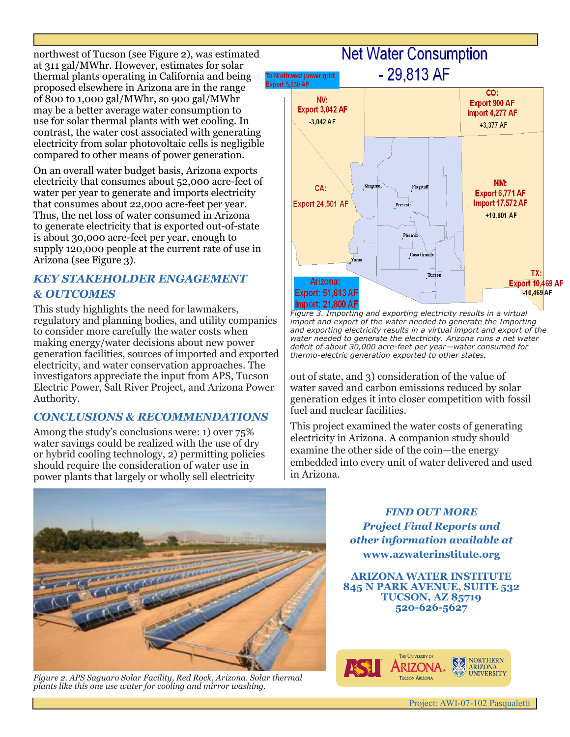northwest of Tucson (see Figure 2), was estimated at 311 gal/MWhr. However, estimates for solar thermal plants operating in California and being proposed elsewhere in Arizona are in the range of 800 to 1,000 gal/MWhr, so 900 gal/MWhr may be a better average water consumption to use for solar thermal plants with wet cooling. In contrast, the water cost associated with generating electricity from solar photovoltaic cells is negligible compared to other means of power generation.

On an overall water budget basis, Arizona exports electricity that consumes about 52,000 acre-feet of water per year to generate and imports electricity that consumes about 22,000 acre-feet per year. Thus, the net loss of water consumed in Arizona to generate electricity that is exported out-of-state is about 30,000 acre-feet per year, enough to supply 120,000 people at the current rate of use in Arizona (see Figure 3).

## *KEY STAKEHOLDER ENGAGEMENT & OUTCOMES*

This study highlights the need for lawmakers, regulatory and planning bodies, and utility companies to consider more carefully the water costs when making energy/water decisions about new power generation facilities, sources of imported and exported electricity, and water conservation approaches. The investigators appreciate the input from APS, Tucson Electric Power, Salt River Project, and Arizona Power Authority.

## *CONCLUSIONS & RECOMMENDATIONS*

Among the study's conclusions were: 1) over 75% water savings could be realized with the use of dry or hybrid cooling technology, 2) permitting policies should require the consideration of water use in power plants that largely or wholly sell electricity out of state, and 3) consideration of the value of water saved and carbon emissions reduced by solar generation edges it into closer competition with fossil fuel and nuclear facilities.

This project examined the water costs of generating electricity in Arizona. A companion study should examine the other side of the coin—the energy embedded into every unit of water delivered and used in Arizona.

Net Water Consumption
- 29,813 AF

To Northwest power grid: Export 5,930 AF

NV: Export 3,042 AF
-3,042 AF

CO: Export 900 AF
Import 4,277 AF
+3,377 AF

CA: Export 24,501 AF

NM: Export 6,771 AF
Import 17,572 AF
+10,801 AF

TX: Export 10,469 AF
-10,469 AF

Arizona: Export: 51,613 AF
Import: 21,800 AF

Kingman, Flagstaff, Prescott, Phoenix, Casa Grande, Yuma, Tucson

*Figure 3. Importing and exporting electricity results in a virtual import and export of the water needed to generate the Importing and exporting electricity results in a virtual import and export of the water needed to generate the electricity. Arizona runs a net water deficit of about 30,000 acre-feet per year—water consumed for thermo-electric generation exported to other states.*

*Figure 2. APS Saguaro Solar Facility, Red Rock, Arizona. Solar thermal plants like this one use water for cooling and mirror washing.*

***FIND OUT MORE***
***Project Final Reports and other information available at***
**www.azwaterinstitute.org**

**ARIZONA WATER INSTITUTE**
**845 N PARK AVENUE, SUITE 532**
**TUCSON, AZ 85719**
**520-626-5627**

ASU | The University of Arizona, Tucson Arizona | Northern Arizona University

Project: AWI-07-102 Pasqualetti